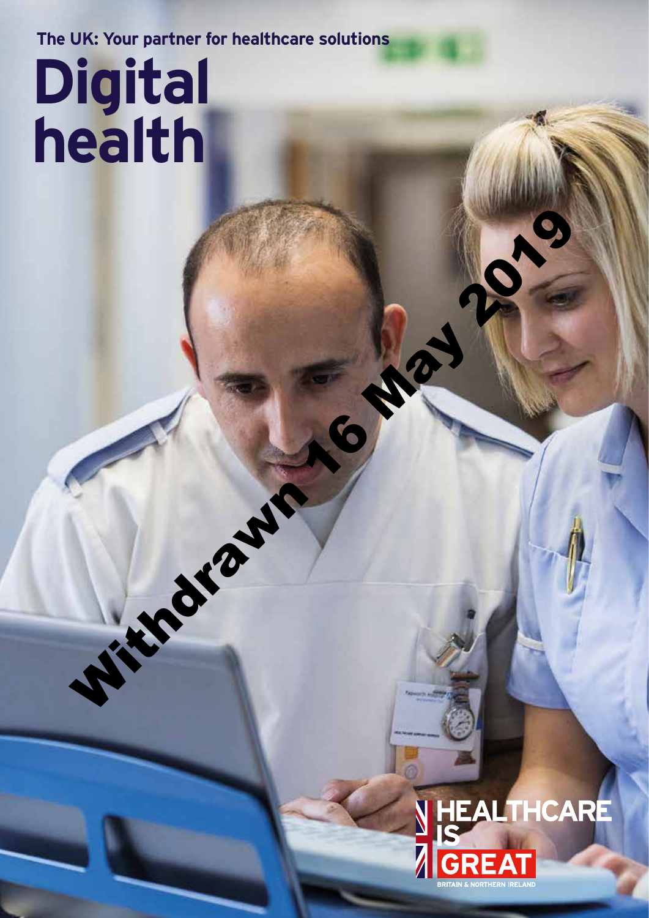The UK: Your partner for healthcare solutions

# Digital health

Withdrawn 16 May 2019

HEALTHCARE IS GREAT

BRITAIN & NORTHERN IRELAND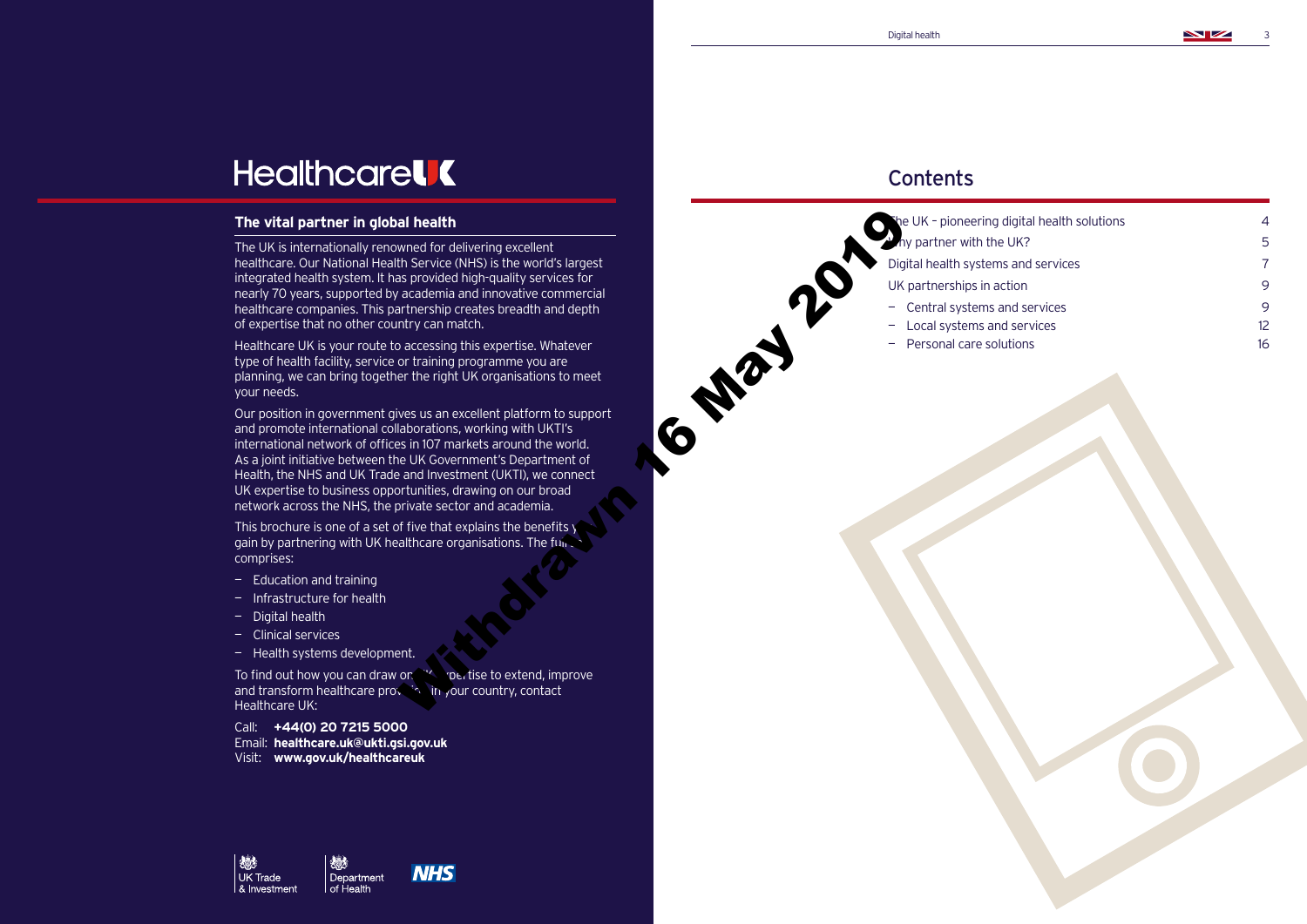# HealthcareUK

## The vital partner in global health

The UK is internationally renowned for delivering excellent healthcare. Our National Health Service (NHS) is the world's largest integrated health system. It has provided high-quality services for nearly 70 years, supported by academia and innovative commercial healthcare companies. This partnership creates breadth and depth of expertise that no other country can match.

Healthcare UK is your route to accessing this expertise. Whatever type of health facility, service or training programme you are planning, we can bring together the right UK organisations to meet your needs.

Our position in government gives us an excellent platform to support and promote international collaborations, working with UKTI's international network of offices in 107 markets around the world. As a joint initiative between the UK Government's Department of Health, the NHS and UK Trade and Investment (UKTI), we connect UK expertise to business opportunities, drawing on our broad network across the NHS, the private sector and academia.

This brochure is one of a set of five that explains the benefits you gain by partnering with UK healthcare organisations. The full set comprises:

- Education and training
- Infrastructure for health
- Digital health
- Clinical services
- Health systems development.

To find out how you can draw on UK expertise to extend, improve and transform healthcare provision in your country, contact Healthcare UK:

Call: **+44(0) 20 7215 5000**
Email: **healthcare.uk@ukti.gsi.gov.uk**
Visit: **www.gov.uk/healthcareuk**

UK Trade & Investment | Department of Health | NHS

Withdrawn 16 May 2019

## Contents

| | |
|---|---|
| The UK – pioneering digital health solutions | 4 |
| Why partner with the UK? | 5 |
| Digital health systems and services | 7 |
| UK partnerships in action | 9 |
| – Central systems and services | 9 |
| – Local systems and services | 12 |
| – Personal care solutions | 16 |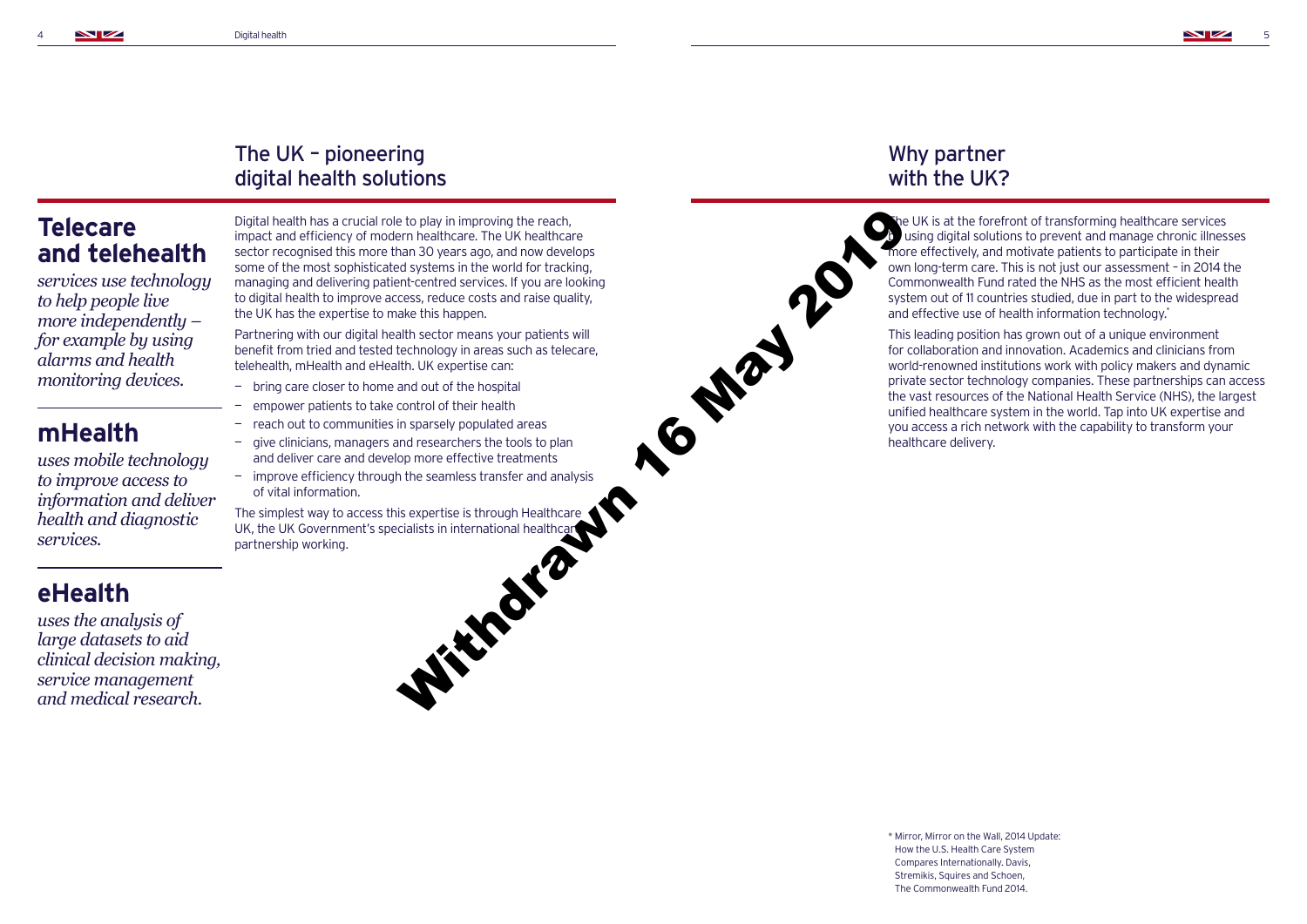## The UK – pioneering digital health solutions

### Telecare and telehealth

*services use technology to help people live more independently – for example by using alarms and health monitoring devices.*

### mHealth

*uses mobile technology to improve access to information and deliver health and diagnostic services.*

### eHealth

*uses the analysis of large datasets to aid clinical decision making, service management and medical research.*

Digital health has a crucial role to play in improving the reach, impact and efficiency of modern healthcare. The UK healthcare sector recognised this more than 30 years ago, and now develops some of the most sophisticated systems in the world for tracking, managing and delivering patient-centred services. If you are looking to digital health to improve access, reduce costs and raise quality, the UK has the expertise to make this happen.

Partnering with our digital health sector means your patients will benefit from tried and tested technology in areas such as telecare, telehealth, mHealth and eHealth. UK expertise can:

- bring care closer to home and out of the hospital
- empower patients to take control of their health
- reach out to communities in sparsely populated areas
- give clinicians, managers and researchers the tools to plan and deliver care and develop more effective treatments
- improve efficiency through the seamless transfer and analysis of vital information.

The simplest way to access this expertise is through Healthcare UK, the UK Government's specialists in international healthcare partnership working.

Withdrawn 16 May 2019

## Why partner with the UK?

The UK is at the forefront of transforming healthcare services by using digital solutions to prevent and manage chronic illnesses more effectively, and motivate patients to participate in their own long-term care. This is not just our assessment – in 2014 the Commonwealth Fund rated the NHS as the most efficient health system out of 11 countries studied, due in part to the widespread and effective use of health information technology.*

This leading position has grown out of a unique environment for collaboration and innovation. Academics and clinicians from world-renowned institutions work with policy makers and dynamic private sector technology companies. These partnerships can access the vast resources of the National Health Service (NHS), the largest unified healthcare system in the world. Tap into UK expertise and you access a rich network with the capability to transform your healthcare delivery.

* Mirror, Mirror on the Wall, 2014 Update: How the U.S. Health Care System Compares Internationally. Davis, Stremikis, Squires and Schoen, The Commonwealth Fund 2014.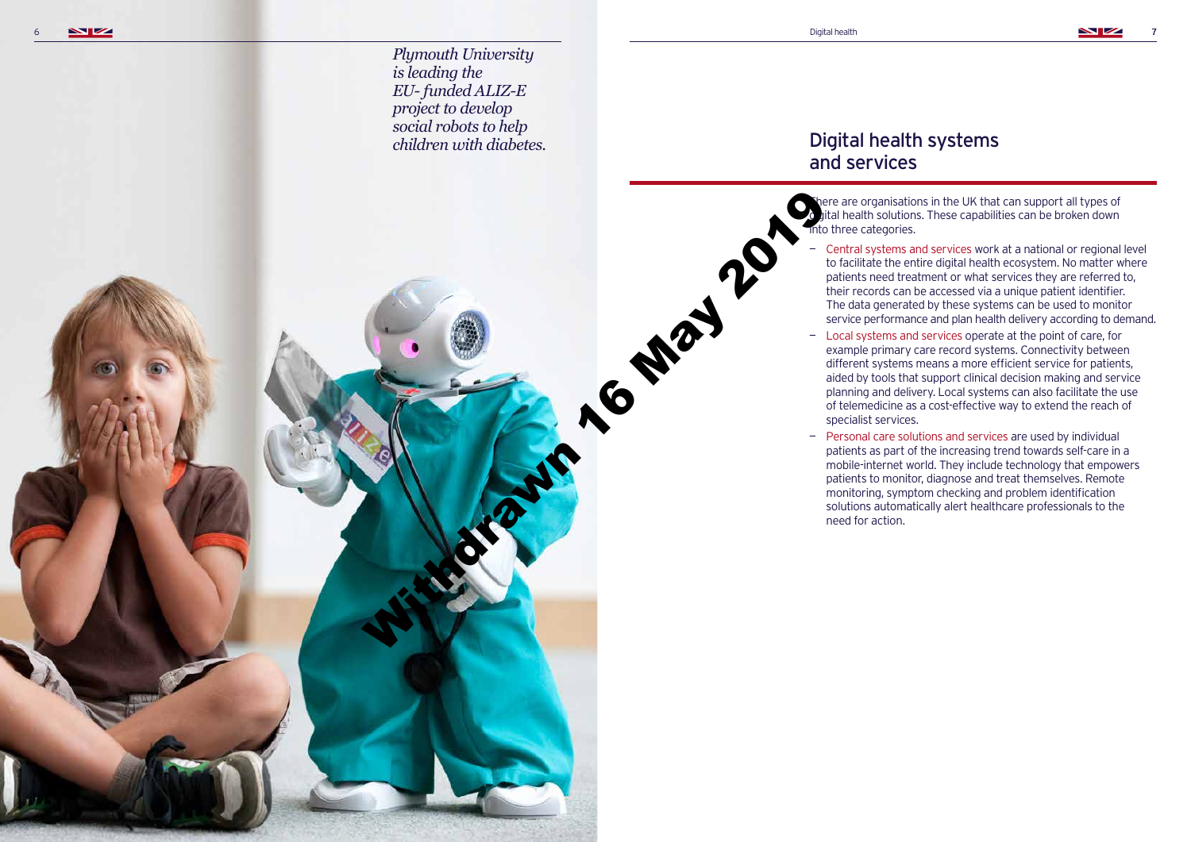*Plymouth University is leading the EU-funded ALIZ-E project to develop social robots to help children with diabetes.*

Withdrawn 16 May 2019

## Digital health systems and services

There are organisations in the UK that can support all types of digital health solutions. These capabilities can be broken down into three categories.

- Central systems and services work at a national or regional level to facilitate the entire digital health ecosystem. No matter where patients need treatment or what services they are referred to, their records can be accessed via a unique patient identifier. The data generated by these systems can be used to monitor service performance and plan health delivery according to demand.
- Local systems and services operate at the point of care, for example primary care record systems. Connectivity between different systems means a more efficient service for patients, aided by tools that support clinical decision making and service planning and delivery. Local systems can also facilitate the use of telemedicine as a cost-effective way to extend the reach of specialist services.
- Personal care solutions and services are used by individual patients as part of the increasing trend towards self-care in a mobile-internet world. They include technology that empowers patients to monitor, diagnose and treat themselves. Remote monitoring, symptom checking and problem identification solutions automatically alert healthcare professionals to the need for action.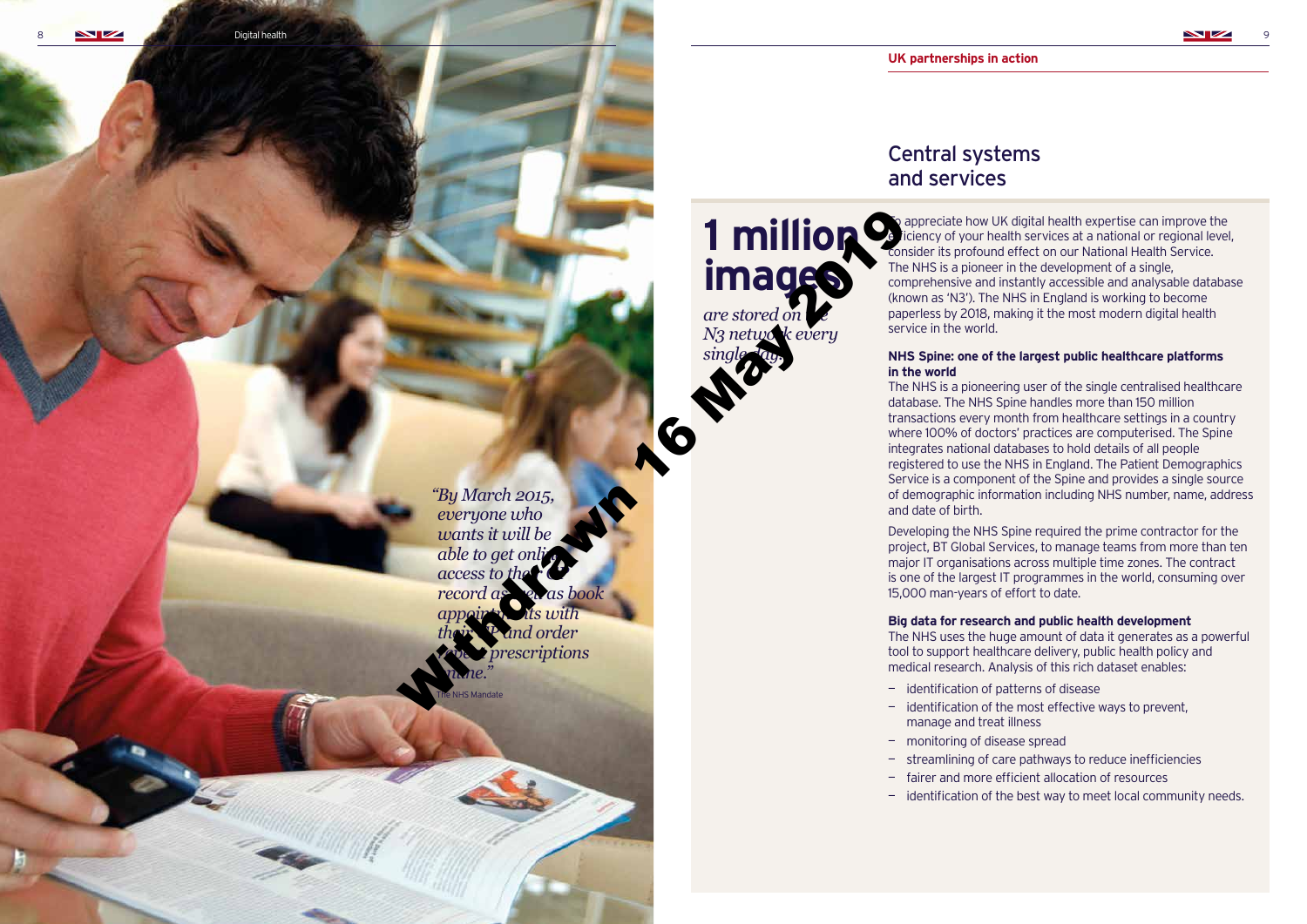## UK partnerships in action

# Central systems and services

**1 million images** *are stored on the N3 network*

"By March 2015, everyone who wants it will be able to get online access to their record, book appointments, order repeat prescriptions"

The NHS Mandate

withdrawn 16 May 2019

To appreciate how UK digital health expertise can improve the efficiency of your health services at a national or regional level, consider its profound effect on our National Health Service. The NHS is a pioneer in the development of a single, comprehensive and instantly accessible and analysable database (known as 'N3'). The NHS in England is working to become paperless by 2018, making it the most modern digital health service in the world.

### NHS Spine: one of the largest public healthcare platforms in the world

The NHS is a pioneering user of the single centralised healthcare database. The NHS Spine handles more than 150 million transactions every month from healthcare settings in a country where 100% of doctors' practices are computerised. The Spine integrates national databases to hold details of all people registered to use the NHS in England. The Patient Demographics Service is a component of the Spine and provides a single source of demographic information including NHS number, name, address and date of birth.

Developing the NHS Spine required the prime contractor for the project, BT Global Services, to manage teams from more than ten major IT organisations across multiple time zones. The contract is one of the largest IT programmes in the world, consuming over 15,000 man-years of effort to date.

### Big data for research and public health development

The NHS uses the huge amount of data it generates as a powerful tool to support healthcare delivery, public health policy and medical research. Analysis of this rich dataset enables:

- identification of patterns of disease
- identification of the most effective ways to prevent, manage and treat illness
- monitoring of disease spread
- streamlining of care pathways to reduce inefficiencies
- fairer and more efficient allocation of resources
- identification of the best way to meet local community needs.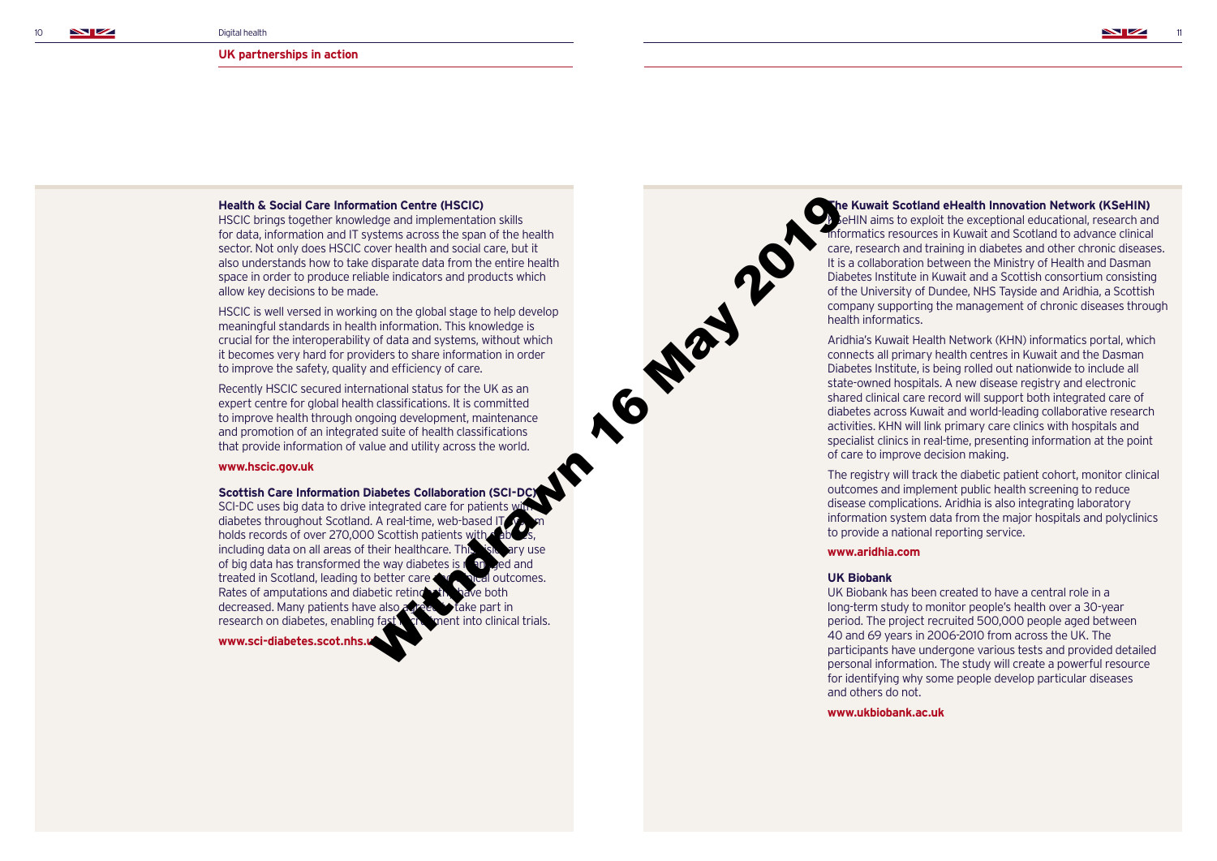## UK partnerships in action

Withdrawn 16 May 2019

**Health & Social Care Information Centre (HSCIC)**

HSCIC brings together knowledge and implementation skills for data, information and IT systems across the span of the health sector. Not only does HSCIC cover health and social care, but it also understands how to take disparate data from the entire health space in order to produce reliable indicators and products which allow key decisions to be made.

HSCIC is well versed in working on the global stage to help develop meaningful standards in health information. This knowledge is crucial for the interoperability of data and systems, without which it becomes very hard for providers to share information in order to improve the safety, quality and efficiency of care.

Recently HSCIC secured international status for the UK as an expert centre for global health classifications. It is committed to improve health through ongoing development, maintenance and promotion of an integrated suite of health classifications that provide information of value and utility across the world.

**www.hscic.gov.uk**

**Scottish Care Information Diabetes Collaboration (SCI-DC)**

SCI-DC uses big data to drive integrated care for patients with diabetes throughout Scotland. A real-time, web-based IT system holds records of over 270,000 Scottish patients with diabetes, including data on all areas of their healthcare. The innovative use of big data has transformed the way diabetes is managed and treated in Scotland, leading to better care and outcomes. Rates of amputations and diabetic retinopathy have both decreased. Many patients have also agreed to take part in research on diabetes, enabling recruitment into clinical trials.

**www.sci-diabetes.scot.nhs.uk**

**The Kuwait Scotland eHealth Innovation Network (KSeHIN)**

KSeHIN aims to exploit the exceptional educational, research and informatics resources in Kuwait and Scotland to advance clinical care, research and training in diabetes and other chronic diseases. It is a collaboration between the Ministry of Health and Dasman Diabetes Institute in Kuwait and a Scottish consortium consisting of the University of Dundee, NHS Tayside and Aridhia, a Scottish company supporting the management of chronic diseases through health informatics.

Aridhia's Kuwait Health Network (KHN) informatics portal, which connects all primary health centres in Kuwait and the Dasman Diabetes Institute, is being rolled out nationwide to include all state-owned hospitals. A new disease registry and electronic shared clinical care record will support both integrated care of diabetes across Kuwait and world-leading collaborative research activities. KHN will link primary care clinics with hospitals and specialist clinics in real-time, presenting information at the point of care to improve decision making.

The registry will track the diabetic patient cohort, monitor clinical outcomes and implement public health screening to reduce disease complications. Aridhia is also integrating laboratory information system data from the major hospitals and polyclinics to provide a national reporting service.

**www.aridhia.com**

**UK Biobank**

UK Biobank has been created to have a central role in a long-term study to monitor people's health over a 30-year period. The project recruited 500,000 people aged between 40 and 69 years in 2006-2010 from across the UK. The participants have undergone various tests and provided detailed personal information. The study will create a powerful resource for identifying why some people develop particular diseases and others do not.

**www.ukbiobank.ac.uk**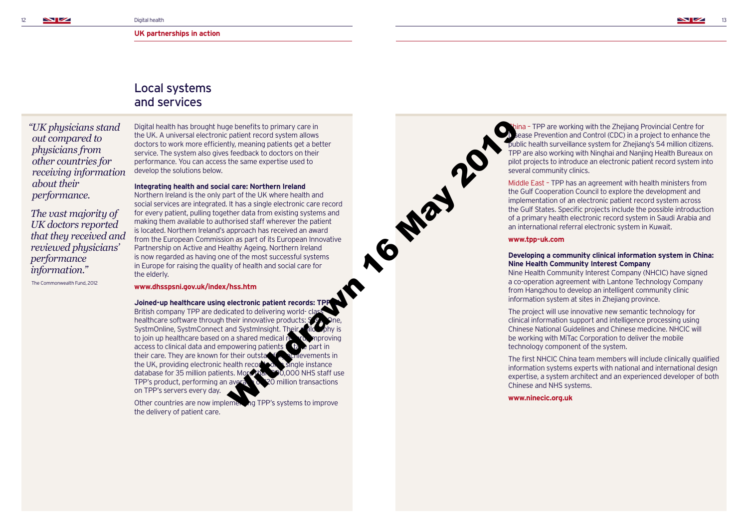## UK partnerships in action

# Local systems and services

*"UK physicians stand out compared to physicians from other countries for receiving information about their performance.*

*The vast majority of UK doctors reported that they received and reviewed physicians' performance information."*

The Commonwealth Fund, 2012

Digital health has brought huge benefits to primary care in the UK. A universal electronic patient record system allows doctors to work more efficiently, meaning patients get a better service. The system also gives feedback to doctors on their performance. You can access the same expertise used to develop the solutions below.

**Integrating health and social care: Northern Ireland**
Northern Ireland is the only part of the UK where health and social services are integrated. It has a single electronic care record for every patient, pulling together data from existing systems and making them available to authorised staff wherever the patient is located. Northern Ireland's approach has received an award from the European Commission as part of its European Innovative Partnership on Active and Healthy Ageing. Northern Ireland is now regarded as having one of the most successful systems in Europe for raising the quality of health and social care for the elderly.

**www.dhsspsni.gov.uk/index/hss.htm**

**Joined-up healthcare using electronic patient records: TPP**
British company TPP are dedicated to delivering world-class healthcare software through their innovative products SystmOne, SystmOnline, SystmConnect and SystmInsight. Their philosophy is to join up healthcare based on a shared medical record, improving access to clinical data and empowering patients to take part in their care. They are known for their outstanding achievements in the UK, providing electronic health records in a single instance database for 35 million patients. More than 0,000 NHS staff use TPP's product, performing an average of 0 million transactions on TPP's servers every day.

Other countries are now implementing TPP's systems to improve the delivery of patient care.

China – TPP are working with the Zhejiang Provincial Centre for Disease Prevention and Control (CDC) in a project to enhance the public health surveillance system for Zhejiang's 54 million citizens. TPP are also working with Ninghai and Nanjing Health Bureaux on pilot projects to introduce an electronic patient record system into several community clinics.

Middle East – TPP has an agreement with health ministers from the Gulf Cooperation Council to explore the development and implementation of an electronic patient record system across the Gulf States. Specific projects include the possible introduction of a primary health electronic record system in Saudi Arabia and an international referral electronic system in Kuwait.

**www.tpp-uk.com**

**Developing a community clinical information system in China: Nine Health Community Interest Company**
Nine Health Community Interest Company (NHCIC) have signed a co-operation agreement with Lantone Technology Company from Hangzhou to develop an intelligent community clinic information system at sites in Zhejiang province.

The project will use innovative new semantic technology for clinical information support and intelligence processing using Chinese National Guidelines and Chinese medicine. NHCIC will be working with MiTac Corporation to deliver the mobile technology component of the system.

The first NHCIC China team members will include clinically qualified information systems experts with national and international design expertise, a system architect and an experienced developer of both Chinese and NHS systems.

**www.ninecic.org.uk**

Withdrawn 16 May 2019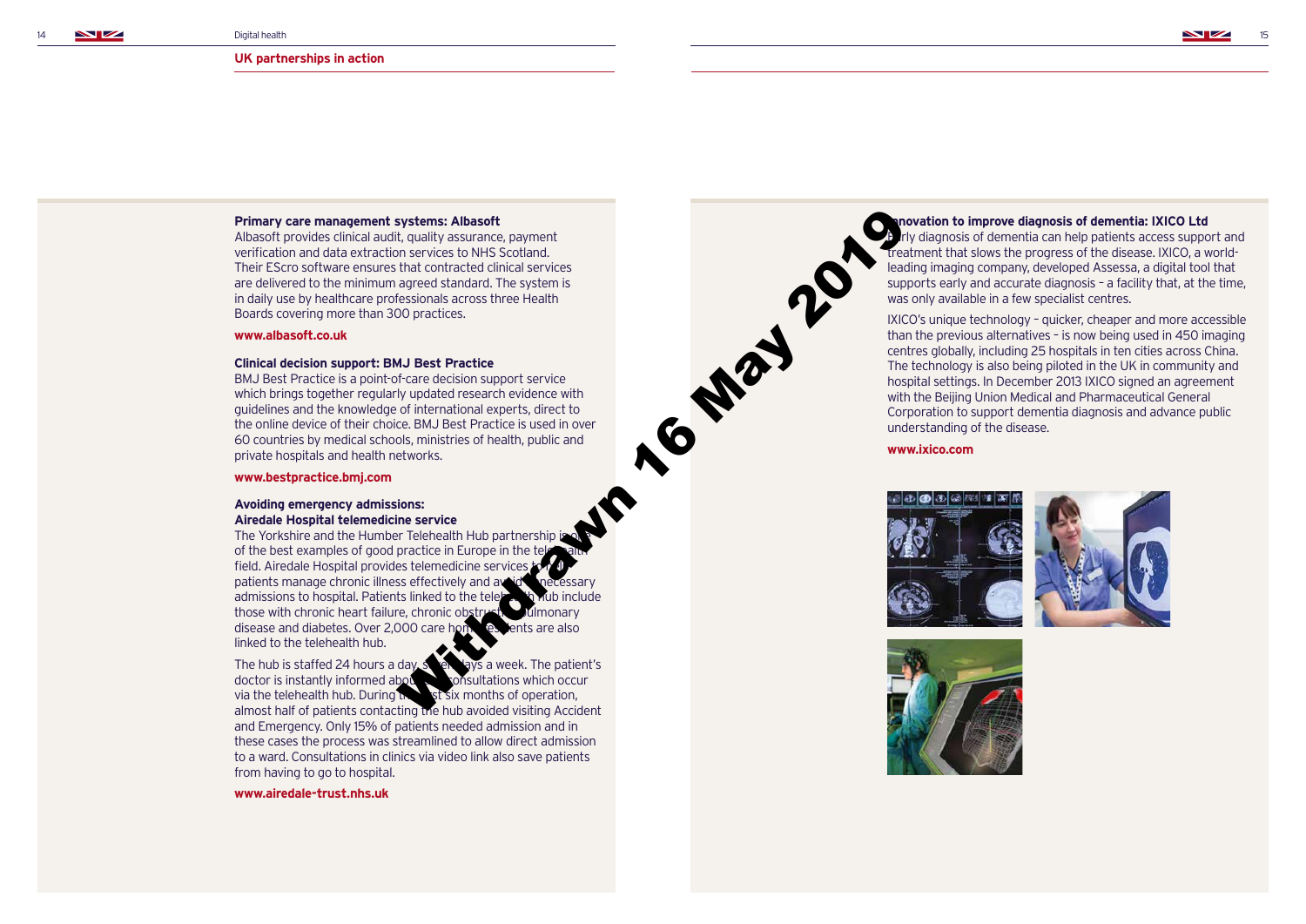## UK partnerships in action

### Primary care management systems: Albasoft

Albasoft provides clinical audit, quality assurance, payment verification and data extraction services to NHS Scotland. Their EScro software ensures that contracted clinical services are delivered to the minimum agreed standard. The system is in daily use by healthcare professionals across three Health Boards covering more than 300 practices.

**www.albasoft.co.uk**

### Clinical decision support: BMJ Best Practice

BMJ Best Practice is a point-of-care decision support service which brings together regularly updated research evidence with guidelines and the knowledge of international experts, direct to the online device of their choice. BMJ Best Practice is used in over 60 countries by medical schools, ministries of health, public and private hospitals and health networks.

**www.bestpractice.bmj.com**

### Avoiding emergency admissions: Airedale Hospital telemedicine service

The Yorkshire and the Humber Telehealth Hub partnership is one of the best examples of good practice in Europe in the telehealth field. Airedale Hospital provides telemedicine services to help patients manage chronic illness effectively and avoid unnecessary admissions to hospital. Patients linked to the telehealth hub include those with chronic heart failure, chronic obstructive pulmonary disease and diabetes. Over 2,000 care home residents are also linked to the telehealth hub.

The hub is staffed 24 hours a day, seven days a week. The patient's doctor is instantly informed of any consultations which occur via the telehealth hub. During the first six months of operation, almost half of patients contacting the hub avoided visiting Accident and Emergency. Only 15% of patients needed admission and in these cases the process was streamlined to allow direct admission to a ward. Consultations in clinics via video link also save patients from having to go to hospital.

**www.airedale-trust.nhs.uk**

### Innovation to improve diagnosis of dementia: IXICO Ltd

Early diagnosis of dementia can help patients access support and treatment that slows the progress of the disease. IXICO, a world-leading imaging company, developed Assessa, a digital tool that supports early and accurate diagnosis – a facility that, at the time, was only available in a few specialist centres.

IXICO's unique technology – quicker, cheaper and more accessible than the previous alternatives – is now being used in 450 imaging centres globally, including 25 hospitals in ten cities across China. The technology is also being piloted in the UK in community and hospital settings. In December 2013 IXICO signed an agreement with the Beijing Union Medical and Pharmaceutical General Corporation to support dementia diagnosis and advance public understanding of the disease.

**www.ixico.com**

Withdrawn 16 May 2019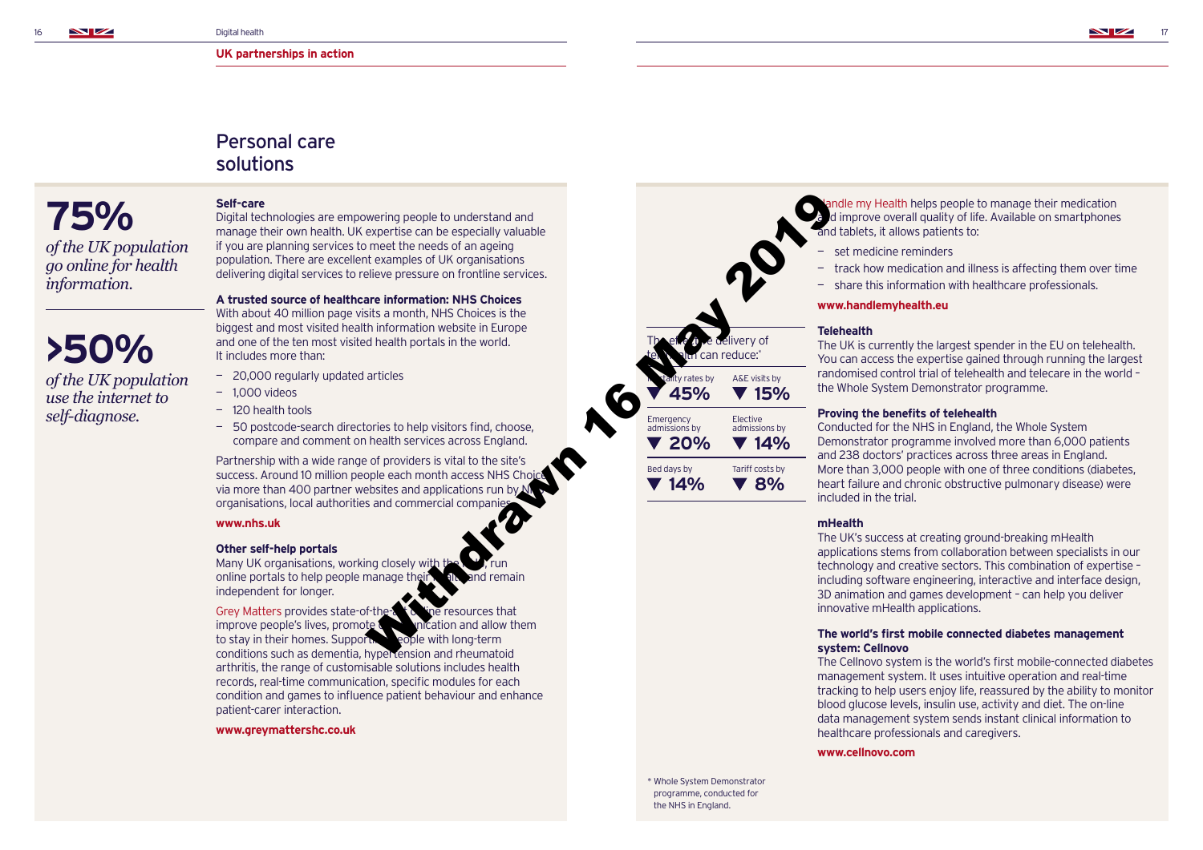## UK partnerships in action

# Personal care solutions

**75%**

*of the UK population go online for health information.*

**>50%**

*of the UK population use the internet to self-diagnose.*

### Self-care

Digital technologies are empowering people to understand and manage their own health. UK expertise can be especially valuable if you are planning services to meet the needs of an ageing population. There are excellent examples of UK organisations delivering digital services to relieve pressure on frontline services.

### A trusted source of healthcare information: NHS Choices

With about 40 million page visits a month, NHS Choices is the biggest and most visited health information website in Europe and one of the ten most visited health portals in the world. It includes more than:

- 20,000 regularly updated articles
- 1,000 videos
- 120 health tools
- 50 postcode-search directories to help visitors find, choose, compare and comment on health services across England.

Partnership with a wide range of providers is vital to the site's success. Around 10 million people each month access NHS Choices via more than 400 partner websites and applications run by organisations, local authorities and commercial companies.

**www.nhs.uk**

### Other self-help portals

Many UK organisations, working closely with the NHS, run online portals to help people manage their health and remain independent for longer.

Grey Matters provides state-of-the-art resources that improve people's lives, promote communication and allow them to stay in their homes. Supporting people with long-term conditions such as dementia, hypertension and rheumatoid arthritis, the range of customisable solutions includes health records, real-time communication, specific modules for each condition and games to influence patient behaviour and enhance patient-carer interaction.

**www.greymattershc.co.uk**

The effective delivery of telehealth can reduce:*

| Mortality rates by | A&E visits by |
|---|---|
| ▼ 45% | ▼ 15% |
| **Emergency admissions by** | **Elective admissions by** |
| ▼ 20% | ▼ 14% |
| **Bed days by** | **Tariff costs by** |
| ▼ 14% | ▼ 8% |

\* Whole System Demonstrator programme, conducted for the NHS in England.

Handle my Health helps people to manage their medication and improve overall quality of life. Available on smartphones and tablets, it allows patients to:

- set medicine reminders
- track how medication and illness is affecting them over time
- share this information with healthcare professionals.

**www.handlemyhealth.eu**

### Telehealth

The UK is currently the largest spender in the EU on telehealth. You can access the expertise gained through running the largest randomised control trial of telehealth and telecare in the world – the Whole System Demonstrator programme.

### Proving the benefits of telehealth

Conducted for the NHS in England, the Whole System Demonstrator programme involved more than 6,000 patients and 238 doctors' practices across three areas in England. More than 3,000 people with one of three conditions (diabetes, heart failure and chronic obstructive pulmonary disease) were included in the trial.

### mHealth

The UK's success at creating ground-breaking mHealth applications stems from collaboration between specialists in our technology and creative sectors. This combination of expertise – including software engineering, interactive and interface design, 3D animation and games development – can help you deliver innovative mHealth applications.

### The world's first mobile connected diabetes management system: Cellnovo

The Cellnovo system is the world's first mobile-connected diabetes management system. It uses intuitive operation and real-time tracking to help users enjoy life, reassured by the ability to monitor blood glucose levels, insulin use, activity and diet. The on-line data management system sends instant clinical information to healthcare professionals and caregivers.

**www.cellnovo.com**

Withdrawn 16 May 2019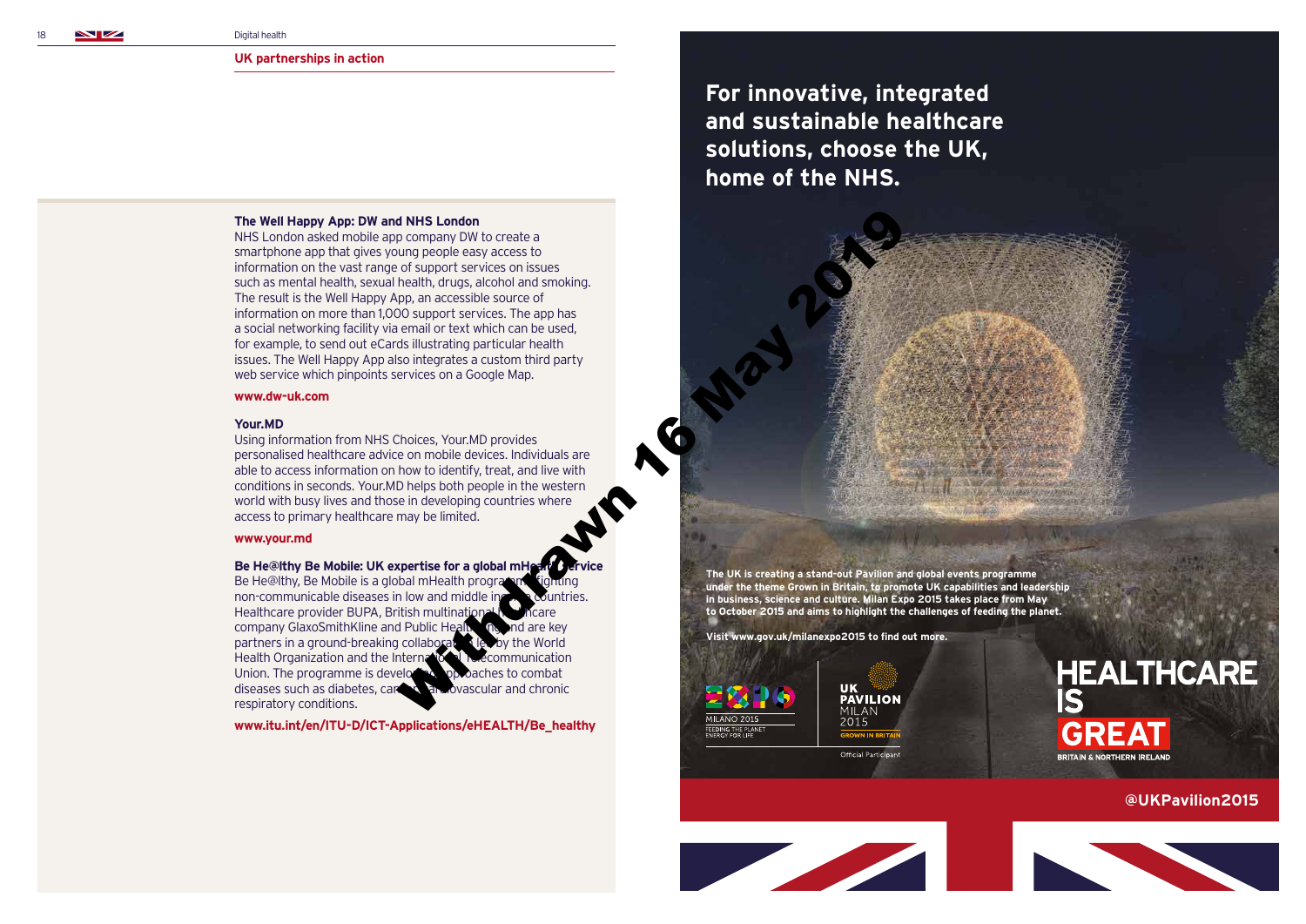## UK partnerships in action

### The Well Happy App: DW and NHS London

NHS London asked mobile app company DW to create a smartphone app that gives young people easy access to information on the vast range of support services on issues such as mental health, sexual health, drugs, alcohol and smoking. The result is the Well Happy App, an accessible source of information on more than 1,000 support services. The app has a social networking facility via email or text which can be used, for example, to send out eCards illustrating particular health issues. The Well Happy App also integrates a custom third party web service which pinpoints services on a Google Map.

**www.dw-uk.com**

### Your.MD

Using information from NHS Choices, Your.MD provides personalised healthcare advice on mobile devices. Individuals are able to access information on how to identify, treat, and live with conditions in seconds. Your.MD helps both people in the western world with busy lives and those in developing countries where access to primary healthcare may be limited.

**www.your.md**

### Be He@lthy Be Mobile: UK expertise for a global mHealth service

Be He@lthy, Be Mobile is a global mHealth programme targeting non-communicable diseases in low and middle income countries. Healthcare provider BUPA, British multinational healthcare company GlaxoSmithKline and Public Health England are key partners in a ground-breaking collaboration with the World Health Organization and the International Telecommunication Union. The programme is developing approaches to combat diseases such as diabetes, cancer, cardiovascular and chronic respiratory conditions.

**www.itu.int/en/ITU-D/ICT-Applications/eHEALTH/Be_healthy**

Withdrawn 16 May 2019

**For innovative, integrated and sustainable healthcare solutions, choose the UK, home of the NHS.**

The UK is creating a stand-out Pavilion and global events programme under the theme Grown in Britain, to promote UK capabilities and leadership in business, science and culture. Milan Expo 2015 takes place from May to October 2015 and aims to highlight the challenges of feeding the planet.

Visit www.gov.uk/milanexpo2015 to find out more.

EXPO MILANO 2015 — FEEDING THE PLANET ENERGY FOR LIFE

UK PAVILION MILAN 2015 — GROWN IN BRITAIN — Official Participant

HEALTHCARE IS GREAT — BRITAIN & NORTHERN IRELAND

@UKPavilion2015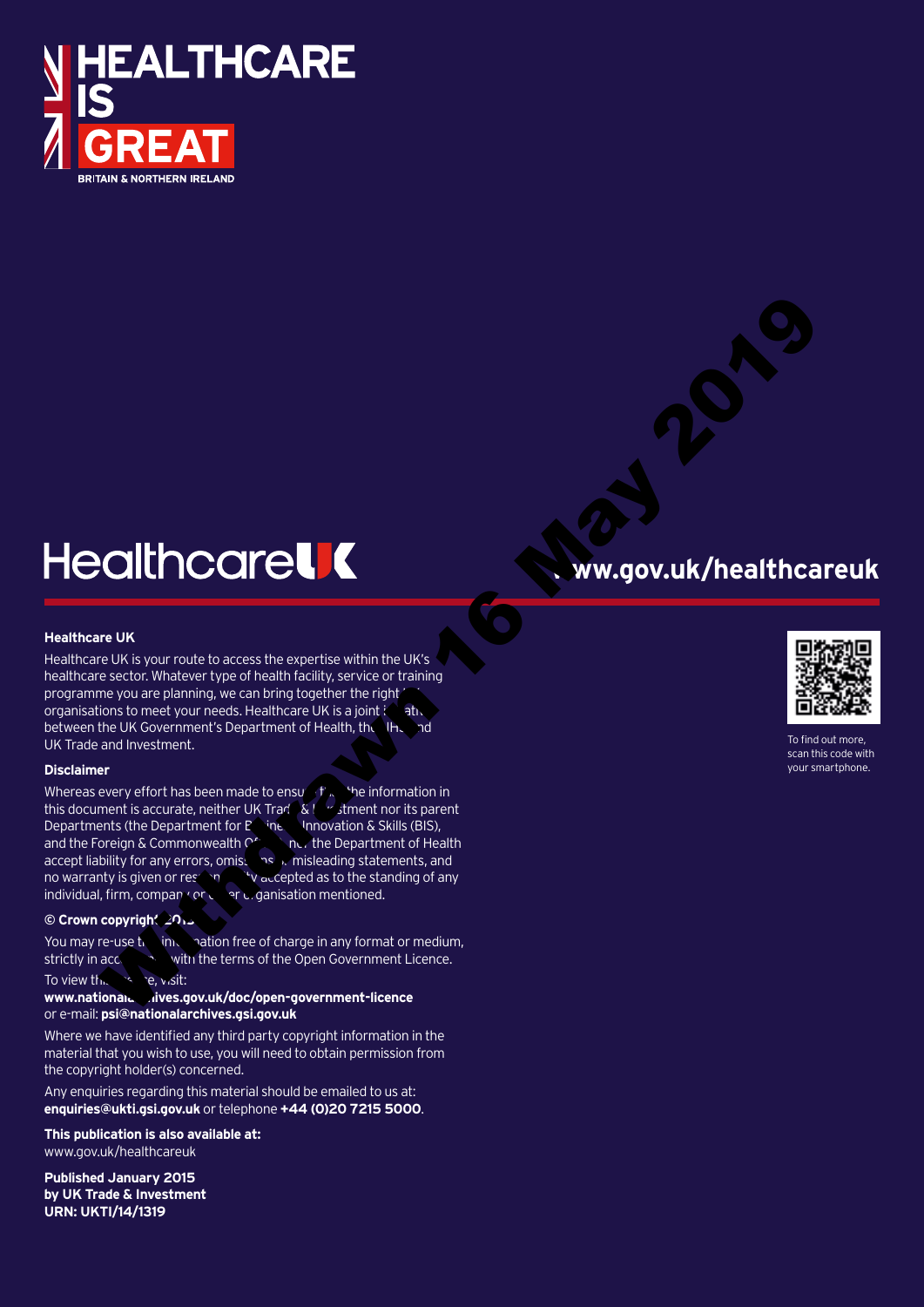# HEALTHCARE IS GREAT

BRITAIN & NORTHERN IRELAND

Withdrawn 16 May 2019

Healthcare UK

www.gov.uk/healthcareuk

To find out more, scan this code with your smartphone.

**Healthcare UK**

Healthcare UK is your route to access the expertise within the UK's healthcare sector. Whatever type of health facility, service or training programme you are planning, we can bring together the right organisations to meet your needs. Healthcare UK is a joint initiative between the UK Government's Department of Health, the NHS and UK Trade and Investment.

**Disclaimer**

Whereas every effort has been made to ensure that the information in this document is accurate, neither UK Trade & Investment nor its parent Departments (the Department for Business, Innovation & Skills (BIS), and the Foreign & Commonwealth Office), nor the Department of Health accept liability for any errors, omissions or misleading statements, and no warranty is given or responsibility accepted as to the standing of any individual, firm, company or other organisation mentioned.

**© Crown copyright 2015**

You may re-use this information free of charge in any format or medium, strictly in accordance with the terms of the Open Government Licence.

To view this licence, visit:
**www.nationalarchives.gov.uk/doc/open-government-licence**
or e-mail: **psi@nationalarchives.gsi.gov.uk**

Where we have identified any third party copyright information in the material that you wish to use, you will need to obtain permission from the copyright holder(s) concerned.

Any enquiries regarding this material should be emailed to us at:
**enquiries@ukti.gsi.gov.uk** or telephone **+44 (0)20 7215 5000**.

**This publication is also available at:**
www.gov.uk/healthcareuk

**Published January 2015**
**by UK Trade & Investment**
**URN: UKTI/14/1319**